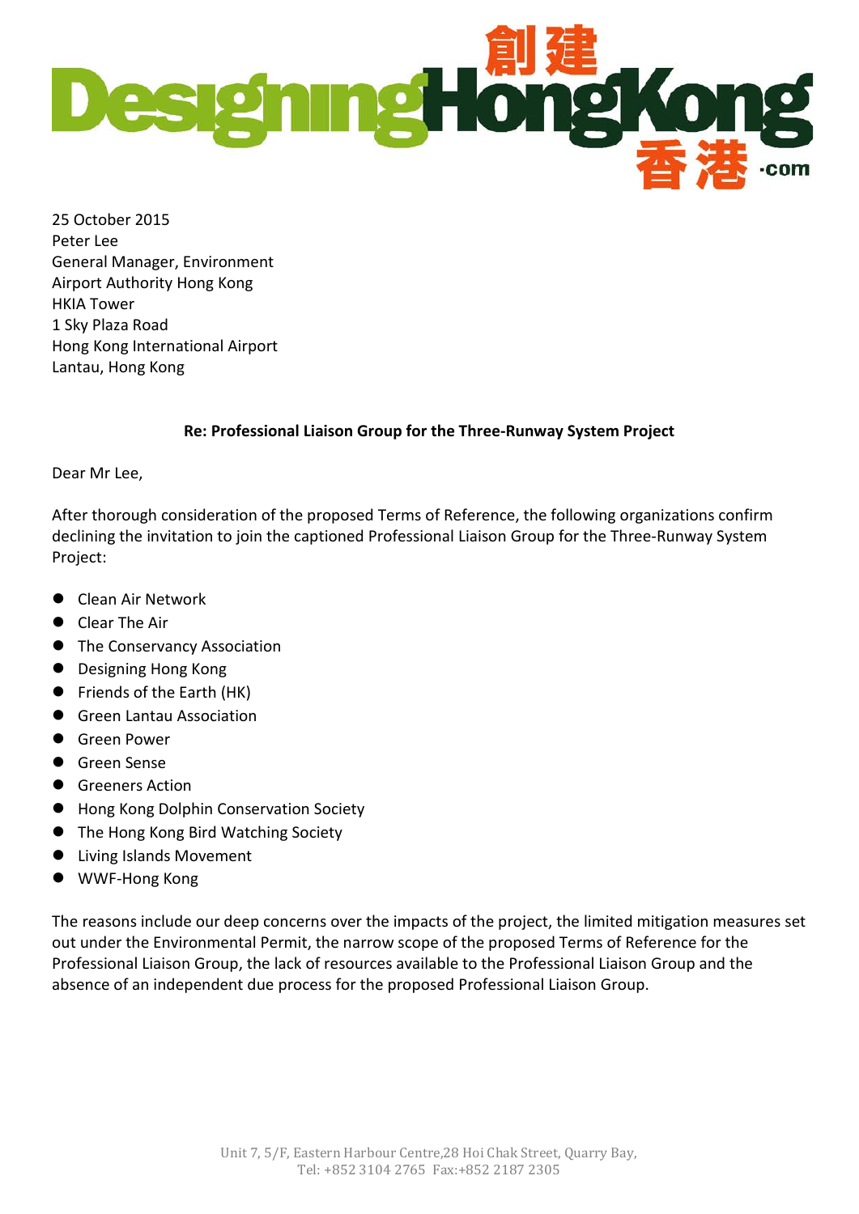DesigningHongKong 創建香港 .com

25 October 2015
Peter Lee
General Manager, Environment
Airport Authority Hong Kong
HKIA Tower
1 Sky Plaza Road
Hong Kong International Airport
Lantau, Hong Kong

**Re: Professional Liaison Group for the Three-Runway System Project**

Dear Mr Lee,

After thorough consideration of the proposed Terms of Reference, the following organizations confirm declining the invitation to join the captioned Professional Liaison Group for the Three-Runway System Project:

- Clean Air Network
- Clear The Air
- The Conservancy Association
- Designing Hong Kong
- Friends of the Earth (HK)
- Green Lantau Association
- Green Power
- Green Sense
- Greeners Action
- Hong Kong Dolphin Conservation Society
- The Hong Kong Bird Watching Society
- Living Islands Movement
- WWF-Hong Kong

The reasons include our deep concerns over the impacts of the project, the limited mitigation measures set out under the Environmental Permit, the narrow scope of the proposed Terms of Reference for the Professional Liaison Group, the lack of resources available to the Professional Liaison Group and the absence of an independent due process for the proposed Professional Liaison Group.

Unit 7, 5/F, Eastern Harbour Centre,28 Hoi Chak Street, Quarry Bay,
Tel: +852 3104 2765 Fax:+852 2187 2305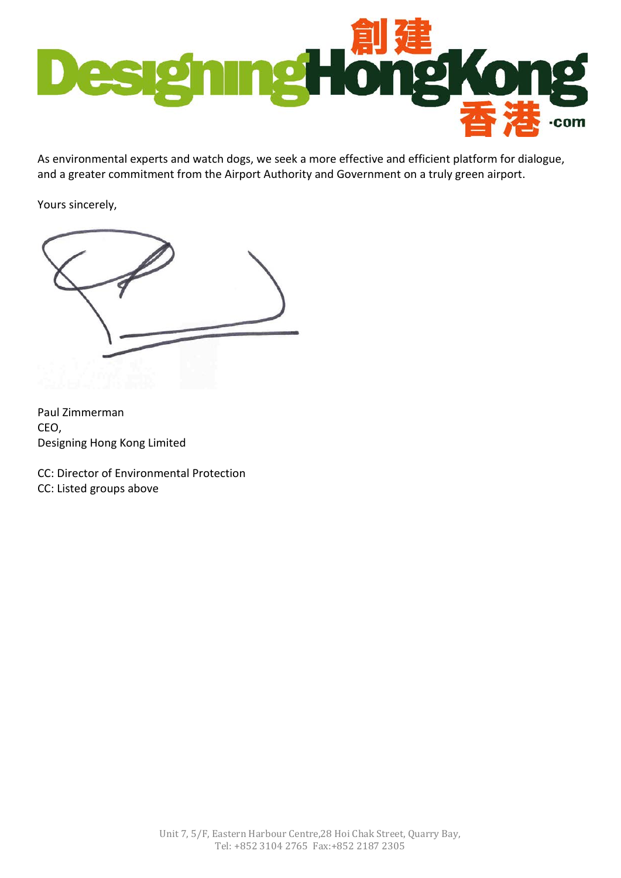As environmental experts and watch dogs, we seek a more effective and efficient platform for dialogue, and a greater commitment from the Airport Authority and Government on a truly green airport.

Yours sincerely,

Paul Zimmerman
CEO,
Designing Hong Kong Limited

CC: Director of Environmental Protection
CC: Listed groups above

Unit 7, 5/F, Eastern Harbour Centre,28 Hoi Chak Street, Quarry Bay,
Tel: +852 3104 2765 Fax:+852 2187 2305